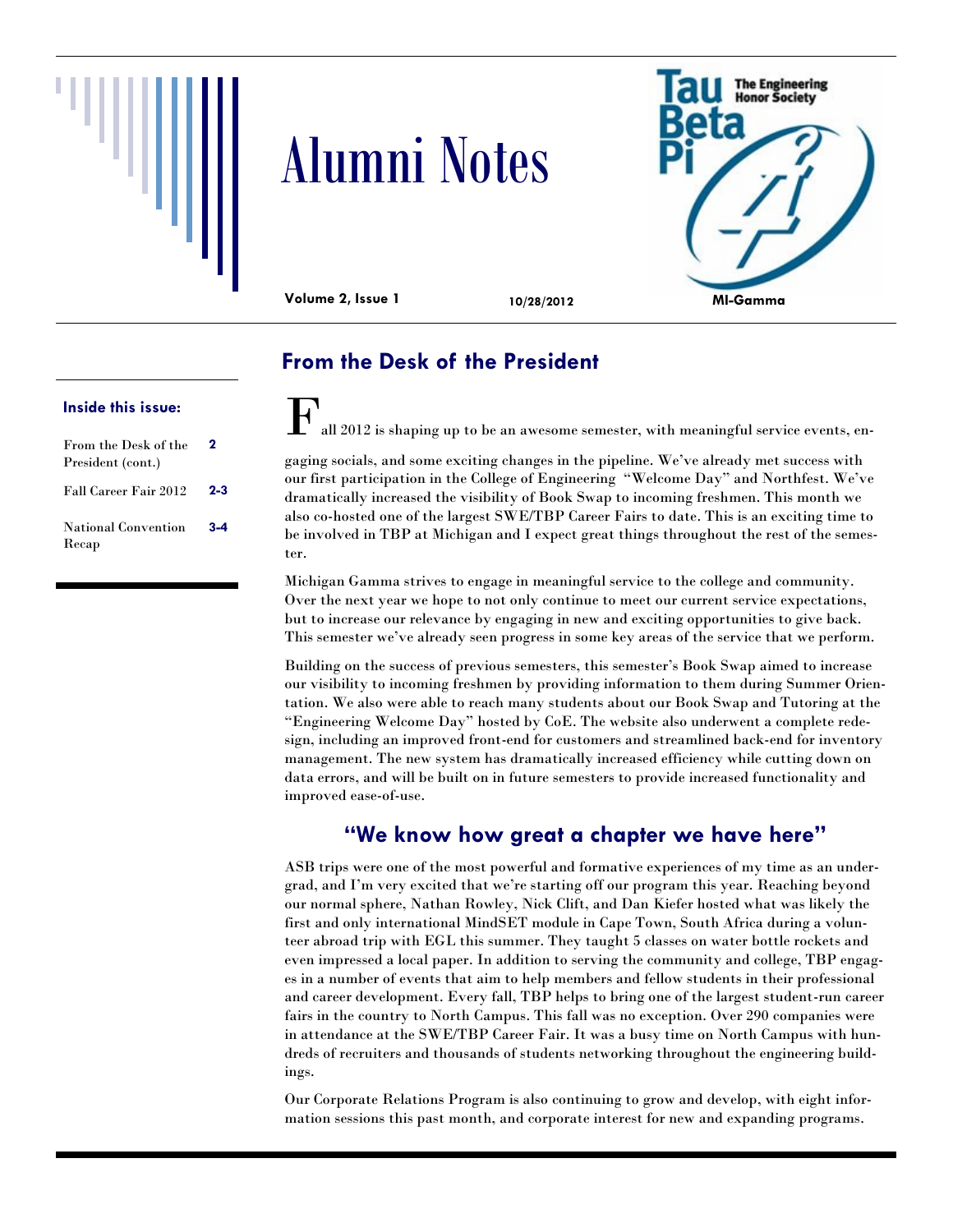# Alumni Notes

**Volume 2, Issue 1** | **10/28/2012** | **MI-Gamma**

Tau Beta Pi — The Engineering Honor Society

**Inside this issue:**

| | |
|---|---|
| From the Desk of the President (cont.) | 2 |
| Fall Career Fair 2012 | 2-3 |
| National Convention Recap | 3-4 |

## From the Desk of the President

Fall 2012 is shaping up to be an awesome semester, with meaningful service events, engaging socials, and some exciting changes in the pipeline. We've already met success with our first participation in the College of Engineering "Welcome Day" and Northfest. We've dramatically increased the visibility of Book Swap to incoming freshmen. This month we also co-hosted one of the largest SWE/TBP Career Fairs to date. This is an exciting time to be involved in TBP at Michigan and I expect great things throughout the rest of the semester.

Michigan Gamma strives to engage in meaningful service to the college and community. Over the next year we hope to not only continue to meet our current service expectations, but to increase our relevance by engaging in new and exciting opportunities to give back. This semester we've already seen progress in some key areas of the service that we perform.

Building on the success of previous semesters, this semester's Book Swap aimed to increase our visibility to incoming freshmen by providing information to them during Summer Orientation. We also were able to reach many students about our Book Swap and Tutoring at the "Engineering Welcome Day" hosted by CoE. The website also underwent a complete redesign, including an improved front-end for customers and streamlined back-end for inventory management. The new system has dramatically increased efficiency while cutting down on data errors, and will be built on in future semesters to provide increased functionality and improved ease-of-use.

## "We know how great a chapter we have here"

ASB trips were one of the most powerful and formative experiences of my time as an undergrad, and I'm very excited that we're starting off our program this year. Reaching beyond our normal sphere, Nathan Rowley, Nick Clift, and Dan Kiefer hosted what was likely the first and only international MindSET module in Cape Town, South Africa during a volunteer abroad trip with EGL this summer. They taught 5 classes on water bottle rockets and even impressed a local paper. In addition to serving the community and college, TBP engages in a number of events that aim to help members and fellow students in their professional and career development. Every fall, TBP helps to bring one of the largest student-run career fairs in the country to North Campus. This fall was no exception. Over 290 companies were in attendance at the SWE/TBP Career Fair. It was a busy time on North Campus with hundreds of recruiters and thousands of students networking throughout the engineering buildings.

Our Corporate Relations Program is also continuing to grow and develop, with eight information sessions this past month, and corporate interest for new and expanding programs.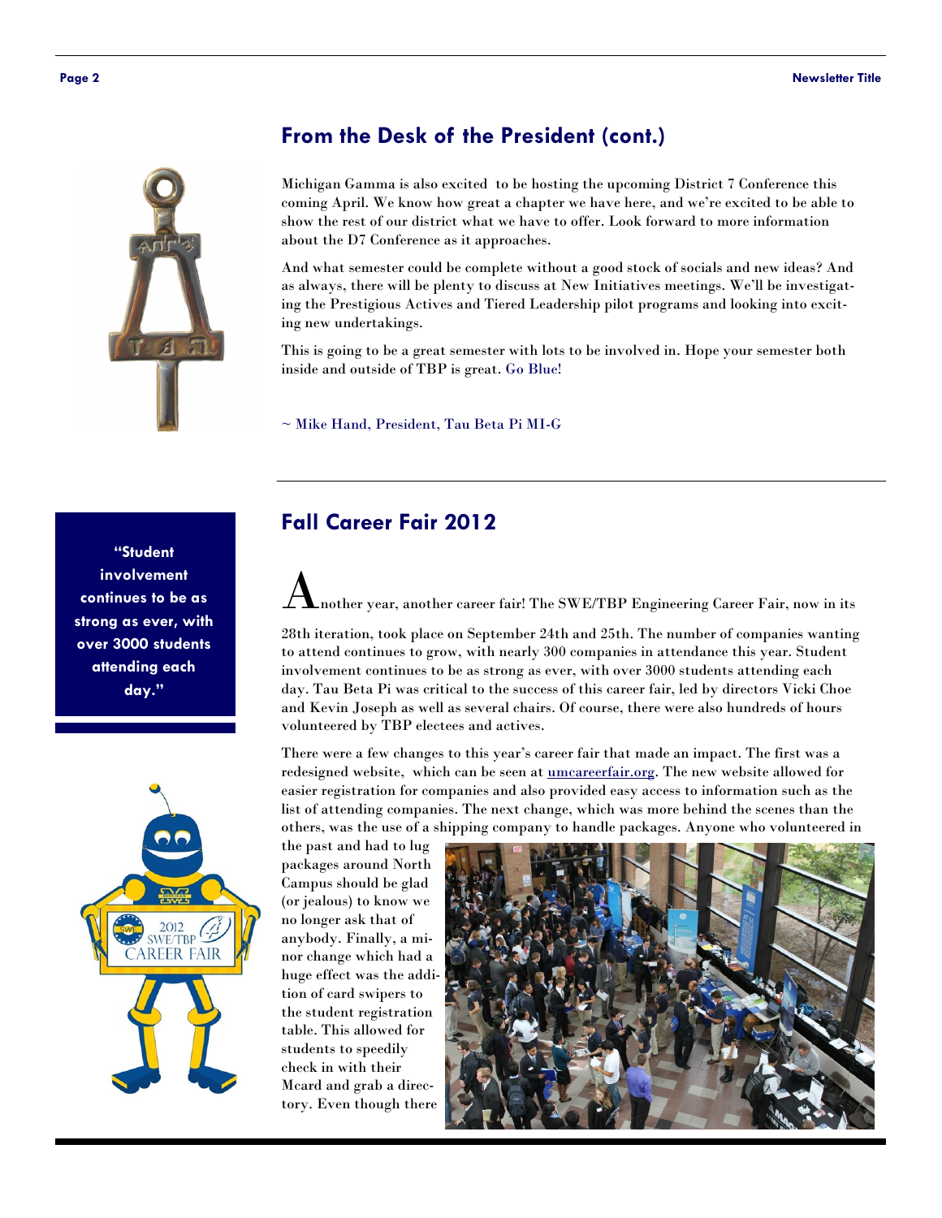## From the Desk of the President (cont.)

Michigan Gamma is also excited to be hosting the upcoming District 7 Conference this coming April. We know how great a chapter we have here, and we're excited to be able to show the rest of our district what we have to offer. Look forward to more information about the D7 Conference as it approaches.

And what semester could be complete without a good stock of socials and new ideas? And as always, there will be plenty to discuss at New Initiatives meetings. We'll be investigating the Prestigious Actives and Tiered Leadership pilot programs and looking into exciting new undertakings.

This is going to be a great semester with lots to be involved in. Hope your semester both inside and outside of TBP is great. Go Blue!

~ Mike Hand, President, Tau Beta Pi MI-G

---

## Fall Career Fair 2012

**"Student involvement continues to be as strong as ever, with over 3000 students attending each day."**

Another year, another career fair! The SWE/TBP Engineering Career Fair, now in its 28th iteration, took place on September 24th and 25th. The number of companies wanting to attend continues to grow, with nearly 300 companies in attendance this year. Student involvement continues to be as strong as ever, with over 3000 students attending each day. Tau Beta Pi was critical to the success of this career fair, led by directors Vicki Choe and Kevin Joseph as well as several chairs. Of course, there were also hundreds of hours volunteered by TBP electees and actives.

There were a few changes to this year's career fair that made an impact. The first was a redesigned website, which can be seen at [umcareerfair.org](umcareerfair.org). The new website allowed for easier registration for companies and also provided easy access to information such as the list of attending companies. The next change, which was more behind the scenes than the others, was the use of a shipping company to handle packages. Anyone who volunteered in the past and had to lug packages around North Campus should be glad (or jealous) to know we no longer ask that of anybody. Finally, a minor change which had a huge effect was the addition of card swipers to the student registration table. This allowed for students to speedily check in with their Mcard and grab a directory. Even though there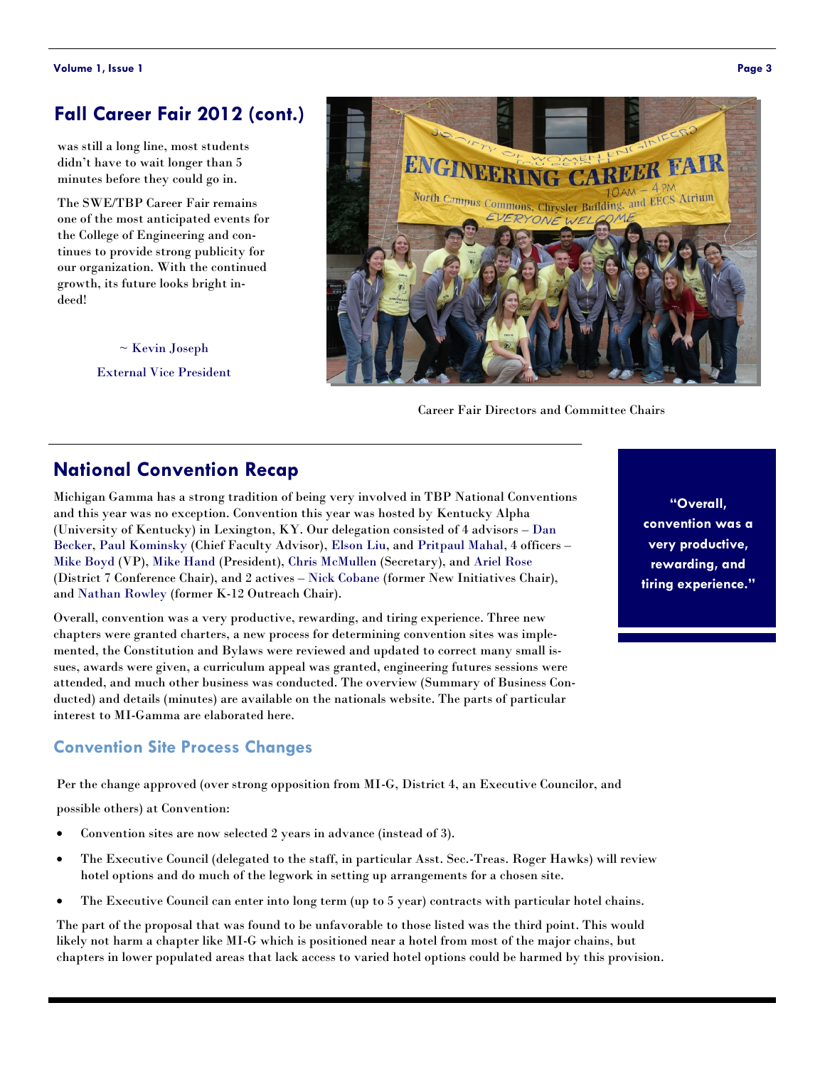## Fall Career Fair 2012 (cont.)

was still a long line, most students didn't have to wait longer than 5 minutes before they could go in.

The SWE/TBP Career Fair remains one of the most anticipated events for the College of Engineering and continues to provide strong publicity for our organization. With the continued growth, its future looks bright indeed!

~ Kevin Joseph

External Vice President

Career Fair Directors and Committee Chairs

## National Convention Recap

Michigan Gamma has a strong tradition of being very involved in TBP National Conventions and this year was no exception. Convention this year was hosted by Kentucky Alpha (University of Kentucky) in Lexington, KY. Our delegation consisted of 4 advisors – Dan Becker, Paul Kominsky (Chief Faculty Advisor), Elson Liu, and Pritpaul Mahal, 4 officers – Mike Boyd (VP), Mike Hand (President), Chris McMullen (Secretary), and Ariel Rose (District 7 Conference Chair), and 2 actives – Nick Cobane (former New Initiatives Chair), and Nathan Rowley (former K-12 Outreach Chair).

Overall, convention was a very productive, rewarding, and tiring experience. Three new chapters were granted charters, a new process for determining convention sites was implemented, the Constitution and Bylaws were reviewed and updated to correct many small issues, awards were given, a curriculum appeal was granted, engineering futures sessions were attended, and much other business was conducted. The overview (Summary of Business Conducted) and details (minutes) are available on the nationals website. The parts of particular interest to MI-Gamma are elaborated here.

> **"Overall, convention was a very productive, rewarding, and tiring experience."**

### Convention Site Process Changes

Per the change approved (over strong opposition from MI-G, District 4, an Executive Councilor, and possible others) at Convention:

- Convention sites are now selected 2 years in advance (instead of 3).
- The Executive Council (delegated to the staff, in particular Asst. Sec.-Treas. Roger Hawks) will review hotel options and do much of the legwork in setting up arrangements for a chosen site.
- The Executive Council can enter into long term (up to 5 year) contracts with particular hotel chains.

The part of the proposal that was found to be unfavorable to those listed was the third point. This would likely not harm a chapter like MI-G which is positioned near a hotel from most of the major chains, but chapters in lower populated areas that lack access to varied hotel options could be harmed by this provision.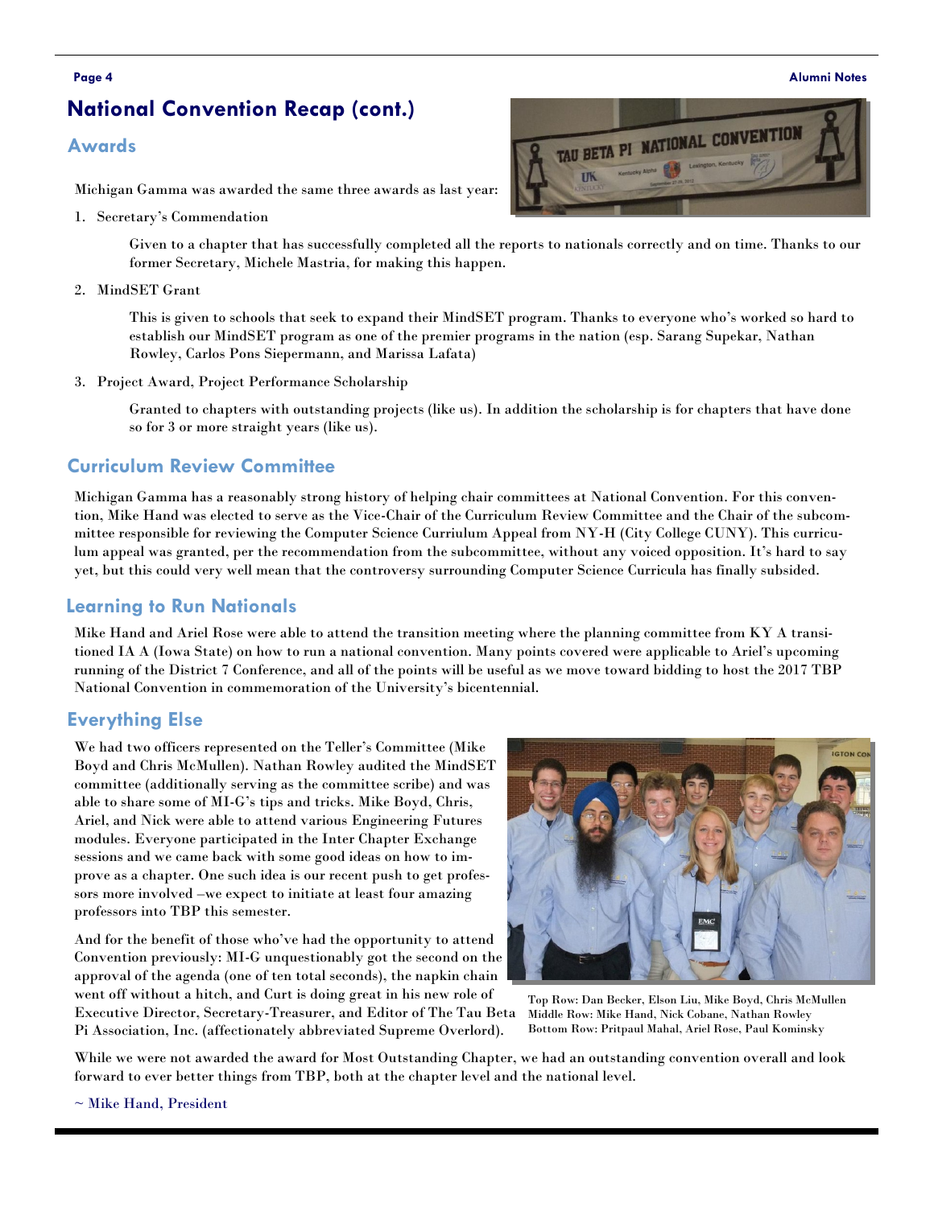## National Convention Recap (cont.)

### Awards

Michigan Gamma was awarded the same three awards as last year:

1. Secretary's Commendation

   Given to a chapter that has successfully completed all the reports to nationals correctly and on time. Thanks to our former Secretary, Michele Mastria, for making this happen.

2. MindSET Grant

   This is given to schools that seek to expand their MindSET program. Thanks to everyone who's worked so hard to establish our MindSET program as one of the premier programs in the nation (esp. Sarang Supekar, Nathan Rowley, Carlos Pons Siepermann, and Marissa Lafata)

3. Project Award, Project Performance Scholarship

   Granted to chapters with outstanding projects (like us). In addition the scholarship is for chapters that have done so for 3 or more straight years (like us).

### Curriculum Review Committee

Michigan Gamma has a reasonably strong history of helping chair committees at National Convention. For this convention, Mike Hand was elected to serve as the Vice-Chair of the Curriculum Review Committee and the Chair of the subcommittee responsible for reviewing the Computer Science Curriulum Appeal from NY-H (City College CUNY). This curriculum appeal was granted, per the recommendation from the subcommittee, without any voiced opposition. It's hard to say yet, but this could very well mean that the controversy surrounding Computer Science Curricula has finally subsided.

### Learning to Run Nationals

Mike Hand and Ariel Rose were able to attend the transition meeting where the planning committee from KY A transitioned IA A (Iowa State) on how to run a national convention. Many points covered were applicable to Ariel's upcoming running of the District 7 Conference, and all of the points will be useful as we move toward bidding to host the 2017 TBP National Convention in commemoration of the University's bicentennial.

### Everything Else

We had two officers represented on the Teller's Committee (Mike Boyd and Chris McMullen). Nathan Rowley audited the MindSET committee (additionally serving as the committee scribe) and was able to share some of MI-G's tips and tricks. Mike Boyd, Chris, Ariel, and Nick were able to attend various Engineering Futures modules. Everyone participated in the Inter Chapter Exchange sessions and we came back with some good ideas on how to improve as a chapter. One such idea is our recent push to get professors more involved –we expect to initiate at least four amazing professors into TBP this semester.

And for the benefit of those who've had the opportunity to attend Convention previously: MI-G unquestionably got the second on the approval of the agenda (one of ten total seconds), the napkin chain went off without a hitch, and Curt is doing great in his new role of Executive Director, Secretary-Treasurer, and Editor of The Tau Beta Pi Association, Inc. (affectionately abbreviated Supreme Overlord).

Top Row: Dan Becker, Elson Liu, Mike Boyd, Chris McMullen
Middle Row: Mike Hand, Nick Cobane, Nathan Rowley
Bottom Row: Pritpaul Mahal, Ariel Rose, Paul Kominsky

While we were not awarded the award for Most Outstanding Chapter, we had an outstanding convention overall and look forward to ever better things from TBP, both at the chapter level and the national level.

~ Mike Hand, President